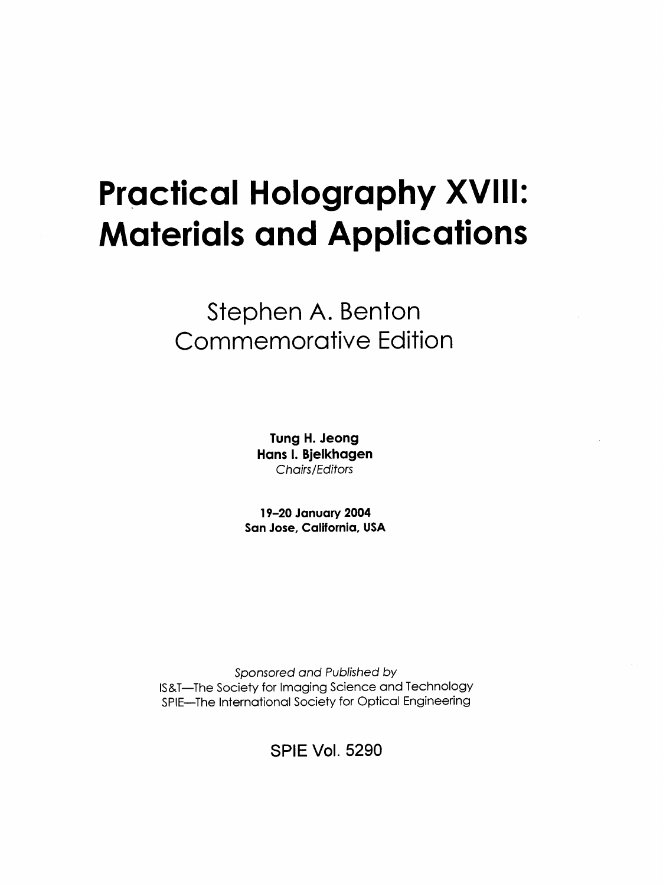# Practical Holography XVIII: Materials and Applications

## Stephen A. Benton Commemorative Edition

**Tung H. Jeong**
**Hans I. Bjelkhagen**
*Chairs/Editors*

**19–20 January 2004**
**San Jose, California, USA**

*Sponsored and Published by*
IS&T—The Society for Imaging Science and Technology
SPIE—The International Society for Optical Engineering

SPIE Vol. 5290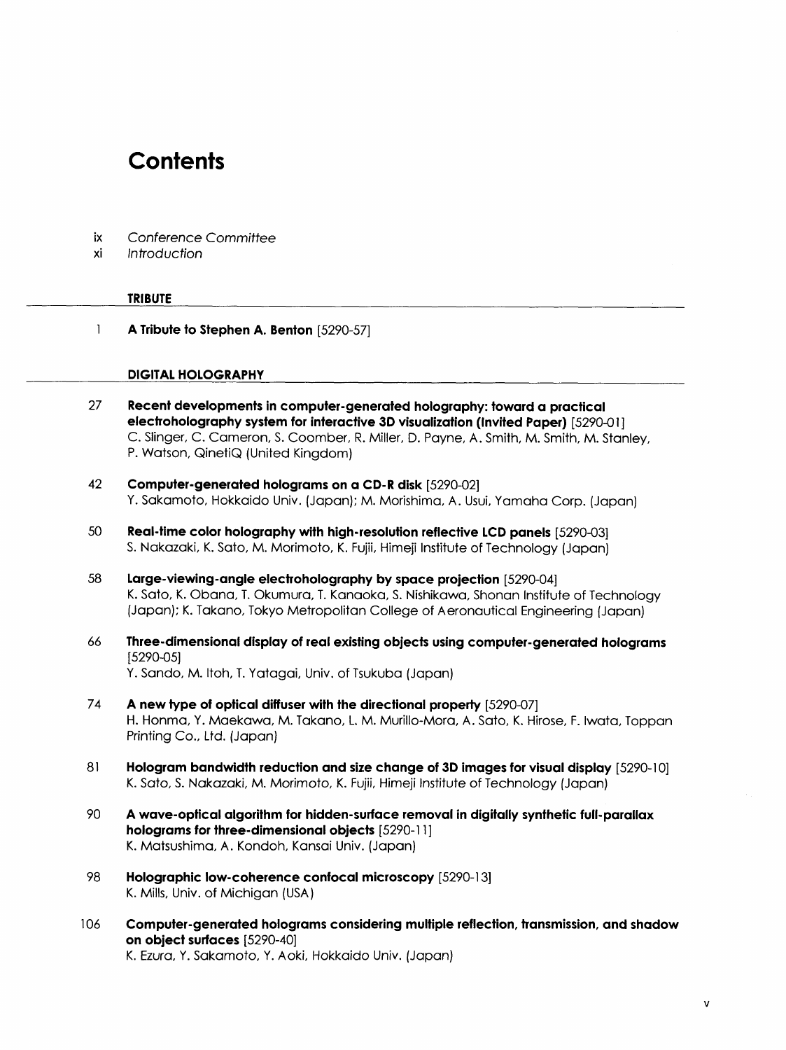# Contents

ix *Conference Committee*
xi *Introduction*

## TRIBUTE

1 **A Tribute to Stephen A. Benton** [5290-57]

## DIGITAL HOLOGRAPHY

27 **Recent developments in computer-generated holography: toward a practical electroholography system for interactive 3D visualization (Invited Paper)** [5290-01]
C. Slinger, C. Cameron, S. Coomber, R. Miller, D. Payne, A. Smith, M. Smith, M. Stanley, P. Watson, QinetiQ (United Kingdom)

42 **Computer-generated holograms on a CD-R disk** [5290-02]
Y. Sakamoto, Hokkaido Univ. (Japan); M. Morishima, A. Usui, Yamaha Corp. (Japan)

50 **Real-time color holography with high-resolution reflective LCD panels** [5290-03]
S. Nakazaki, K. Sato, M. Morimoto, K. Fujii, Himeji Institute of Technology (Japan)

58 **Large-viewing-angle electroholography by space projection** [5290-04]
K. Sato, K. Obana, T. Okumura, T. Kanaoka, S. Nishikawa, Shonan Institute of Technology (Japan); K. Takano, Tokyo Metropolitan College of Aeronautical Engineering (Japan)

66 **Three-dimensional display of real existing objects using computer-generated holograms** [5290-05]
Y. Sando, M. Itoh, T. Yatagai, Univ. of Tsukuba (Japan)

74 **A new type of optical diffuser with the directional property** [5290-07]
H. Honma, Y. Maekawa, M. Takano, L. M. Murillo-Mora, A. Sato, K. Hirose, F. Iwata, Toppan Printing Co., Ltd. (Japan)

81 **Hologram bandwidth reduction and size change of 3D images for visual display** [5290-10]
K. Sato, S. Nakazaki, M. Morimoto, K. Fujii, Himeji Institute of Technology (Japan)

90 **A wave-optical algorithm for hidden-surface removal in digitally synthetic full-parallax holograms for three-dimensional objects** [5290-11]
K. Matsushima, A. Kondoh, Kansai Univ. (Japan)

98 **Holographic low-coherence confocal microscopy** [5290-13]
K. Mills, Univ. of Michigan (USA)

106 **Computer-generated holograms considering multiple reflection, transmission, and shadow on object surfaces** [5290-40]
K. Ezura, Y. Sakamoto, Y. Aoki, Hokkaido Univ. (Japan)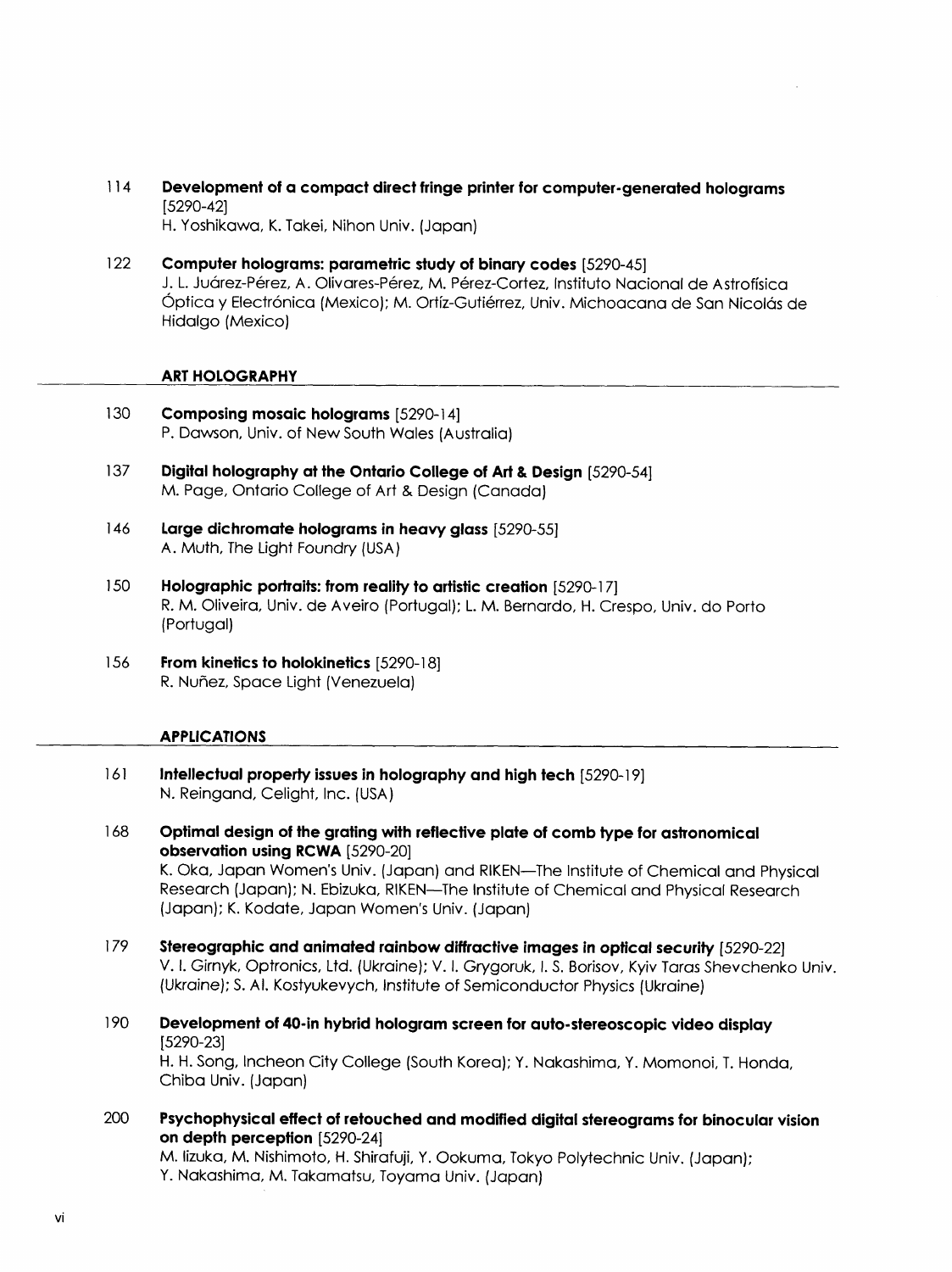114 **Development of a compact direct fringe printer for computer-generated holograms** [5290-42]
H. Yoshikawa, K. Takei, Nihon Univ. (Japan)

122 **Computer holograms: parametric study of binary codes** [5290-45]
J. L. Juárez-Pérez, A. Olivares-Pérez, M. Pérez-Cortez, Instituto Nacional de Astrofísica Óptica y Electrónica (Mexico); M. Ortíz-Gutiérrez, Univ. Michoacana de San Nicolás de Hidalgo (Mexico)

## ART HOLOGRAPHY

130 **Composing mosaic holograms** [5290-14]
P. Dawson, Univ. of New South Wales (Australia)

137 **Digital holography at the Ontario College of Art & Design** [5290-54]
M. Page, Ontario College of Art & Design (Canada)

146 **Large dichromate holograms in heavy glass** [5290-55]
A. Muth, The Light Foundry (USA)

150 **Holographic portraits: from reality to artistic creation** [5290-17]
R. M. Oliveira, Univ. de Aveiro (Portugal); L. M. Bernardo, H. Crespo, Univ. do Porto (Portugal)

156 **From kinetics to holokinetics** [5290-18]
R. Nuñez, Space Light (Venezuela)

## APPLICATIONS

161 **Intellectual property issues in holography and high tech** [5290-19]
N. Reingand, Celight, Inc. (USA)

168 **Optimal design of the grating with reflective plate of comb type for astronomical observation using RCWA** [5290-20]
K. Oka, Japan Women's Univ. (Japan) and RIKEN—The Institute of Chemical and Physical Research (Japan); N. Ebizuka, RIKEN—The Institute of Chemical and Physical Research (Japan); K. Kodate, Japan Women's Univ. (Japan)

179 **Stereographic and animated rainbow diffractive images in optical security** [5290-22]
V. I. Girnyk, Optronics, Ltd. (Ukraine); V. I. Grygoruk, I. S. Borisov, Kyiv Taras Shevchenko Univ. (Ukraine); S. Al. Kostyukevych, Institute of Semiconductor Physics (Ukraine)

190 **Development of 40-in hybrid hologram screen for auto-stereoscopic video display** [5290-23]
H. H. Song, Incheon City College (South Korea); Y. Nakashima, Y. Momonoi, T. Honda, Chiba Univ. (Japan)

200 **Psychophysical effect of retouched and modified digital stereograms for binocular vision on depth perception** [5290-24]
M. Iizuka, M. Nishimoto, H. Shirafuji, Y. Ookuma, Tokyo Polytechnic Univ. (Japan); Y. Nakashima, M. Takamatsu, Toyama Univ. (Japan)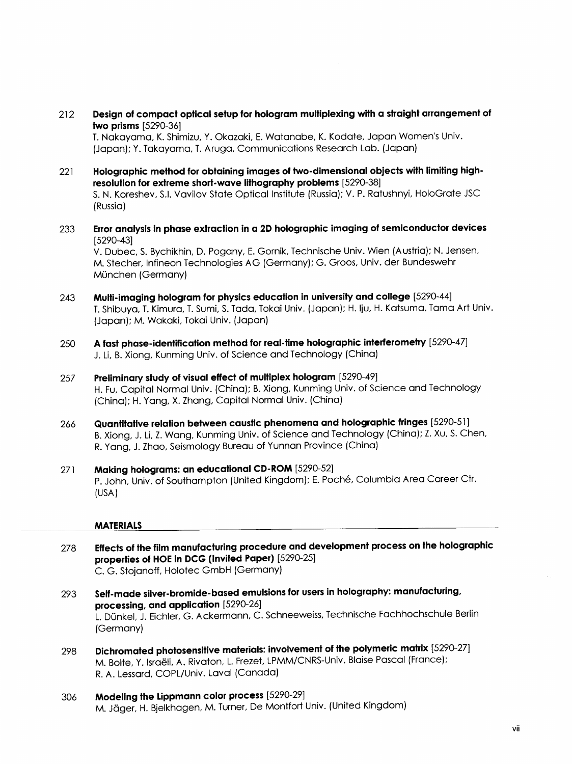212 **Design of compact optical setup for hologram multiplexing with a straight arrangement of two prisms** [5290-36]
T. Nakayama, K. Shimizu, Y. Okazaki, E. Watanabe, K. Kodate, Japan Women's Univ. (Japan); Y. Takayama, T. Aruga, Communications Research Lab. (Japan)

221 **Holographic method for obtaining images of two-dimensional objects with limiting high-resolution for extreme short-wave lithography problems** [5290-38]
S. N. Koreshev, S.I. Vavilov State Optical Institute (Russia); V. P. Ratushnyi, HoloGrate JSC (Russia)

233 **Error analysis in phase extraction in a 2D holographic imaging of semiconductor devices** [5290-43]
V. Dubec, S. Bychikhin, D. Pogany, E. Gornik, Technische Univ. Wien (Austria); N. Jensen, M. Stecher, Infineon Technologies AG (Germany); G. Groos, Univ. der Bundeswehr München (Germany)

243 **Multi-imaging hologram for physics education in university and college** [5290-44]
T. Shibuya, T. Kimura, T. Sumi, S. Tada, Tokai Univ. (Japan); H. Iju, H. Katsuma, Tama Art Univ. (Japan); M. Wakaki, Tokai Univ. (Japan)

250 **A fast phase-identification method for real-time holographic interferometry** [5290-47]
J. Li, B. Xiong, Kunming Univ. of Science and Technology (China)

257 **Preliminary study of visual effect of multiplex hologram** [5290-49]
H. Fu, Capital Normal Univ. (China); B. Xiong, Kunming Univ. of Science and Technology (China); H. Yang, X. Zhang, Capital Normal Univ. (China)

266 **Quantitative relation between caustic phenomena and holographic fringes** [5290-51]
B. Xiong, J. Li, Z. Wang, Kunming Univ. of Science and Technology (China); Z. Xu, S. Chen, R. Yang, J. Zhao, Seismology Bureau of Yunnan Province (China)

271 **Making holograms: an educational CD-ROM** [5290-52]
P. John, Univ. of Southampton (United Kingdom); E. Poché, Columbia Area Career Ctr. (USA)

## MATERIALS

278 **Effects of the film manufacturing procedure and development process on the holographic properties of HOE in DCG (Invited Paper)** [5290-25]
C. G. Stojanoff, Holotec GmbH (Germany)

293 **Self-made silver-bromide-based emulsions for users in holography: manufacturing, processing, and application** [5290-26]
L. Dünkel, J. Eichler, G. Ackermann, C. Schneeweiss, Technische Fachhochschule Berlin (Germany)

298 **Dichromated photosensitive materials: involvement of the polymeric matrix** [5290-27]
M. Bolte, Y. Israëli, A. Rivaton, L. Frezet, LPMM/CNRS-Univ. Blaise Pascal (France); R. A. Lessard, COPL/Univ. Laval (Canada)

306 **Modeling the Lippmann color process** [5290-29]
M. Jäger, H. Bjelkhagen, M. Turner, De Montfort Univ. (United Kingdom)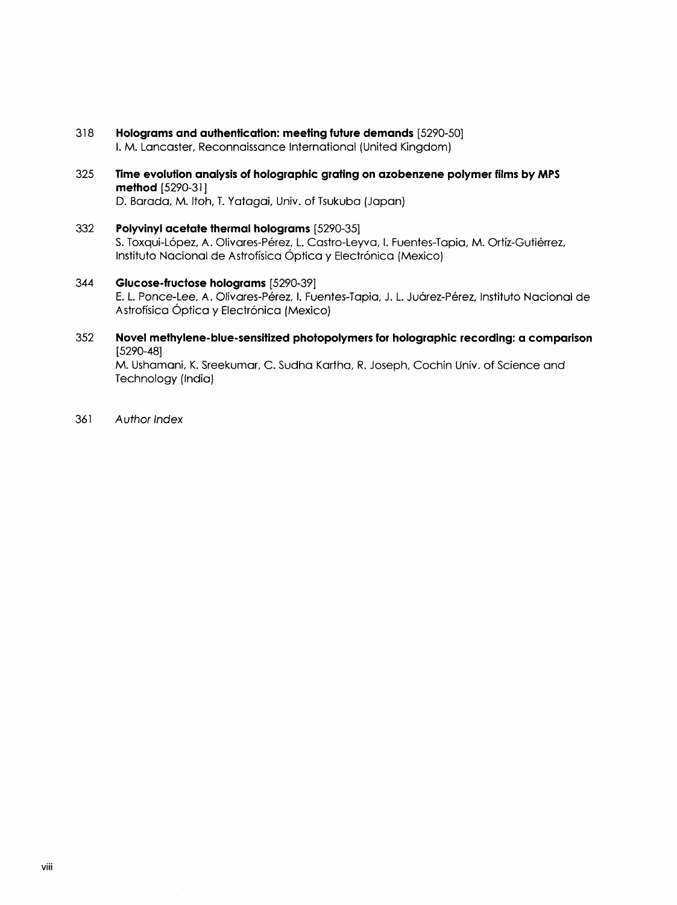318 **Holograms and authentication: meeting future demands** [5290-50]
I. M. Lancaster, Reconnaissance International (United Kingdom)

325 **Time evolution analysis of holographic grating on azobenzene polymer films by MPS method** [5290-31]
D. Barada, M. Itoh, T. Yatagai, Univ. of Tsukuba (Japan)

332 **Polyvinyl acetate thermal holograms** [5290-35]
S. Toxqui-López, A. Olivares-Pérez, L. Castro-Leyva, I. Fuentes-Tapia, M. Ortíz-Gutiérrez, Instituto Nacional de Astrofísica Óptica y Electrónica (Mexico)

344 **Glucose-fructose holograms** [5290-39]
E. L. Ponce-Lee, A. Olivares-Pérez, I. Fuentes-Tapia, J. L. Juárez-Pérez, Instituto Nacional de Astrofísica Óptica y Electrónica (Mexico)

352 **Novel methylene-blue-sensitized photopolymers for holographic recording: a comparison** [5290-48]
M. Ushamani, K. Sreekumar, C. Sudha Kartha, R. Joseph, Cochin Univ. of Science and Technology (India)

361 *Author Index*